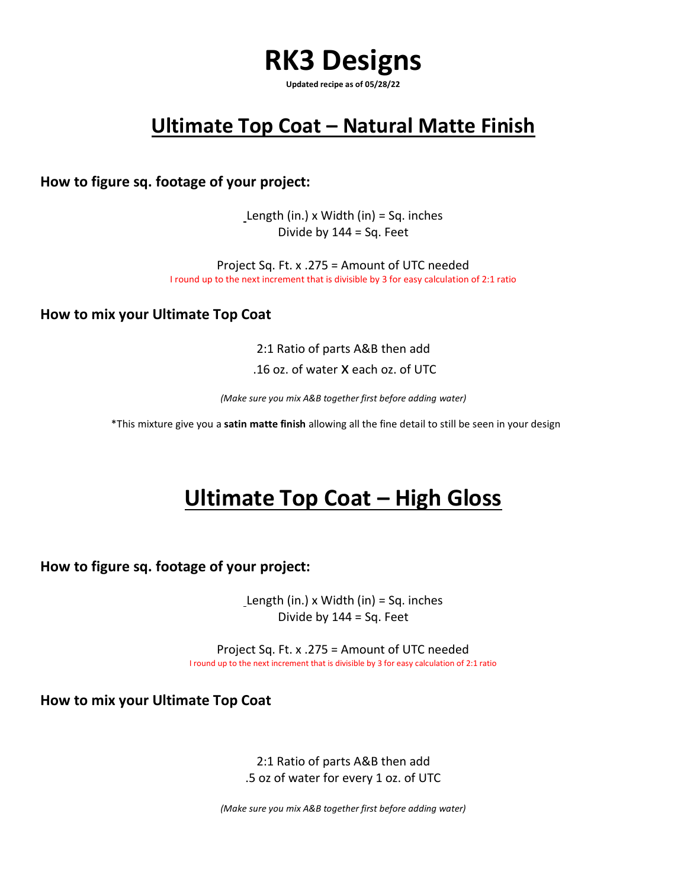# RK3 Designs

**Updated recipe as of 05/28/22**

## Ultimate Top Coat – Natural Matte Finish

### How to figure sq. footage of your project:

Length (in.) x Width (in) = Sq. inches
Divide by 144 = Sq. Feet

Project Sq. Ft. x .275 = Amount of UTC needed
I round up to the next increment that is divisible by 3 for easy calculation of 2:1 ratio

### How to mix your Ultimate Top Coat

2:1 Ratio of parts A&B then add

.16 oz. of water X each oz. of UTC

*(Make sure you mix A&B together first before adding water)*

*This mixture give you a **satin matte finish** allowing all the fine detail to still be seen in your design

## Ultimate Top Coat – High Gloss

### How to figure sq. footage of your project:

Length (in.) x Width (in) = Sq. inches
Divide by 144 = Sq. Feet

Project Sq. Ft. x .275 = Amount of UTC needed
I round up to the next increment that is divisible by 3 for easy calculation of 2:1 ratio

### How to mix your Ultimate Top Coat

2:1 Ratio of parts A&B then add
.5 oz of water for every 1 oz. of UTC

*(Make sure you mix A&B together first before adding water)*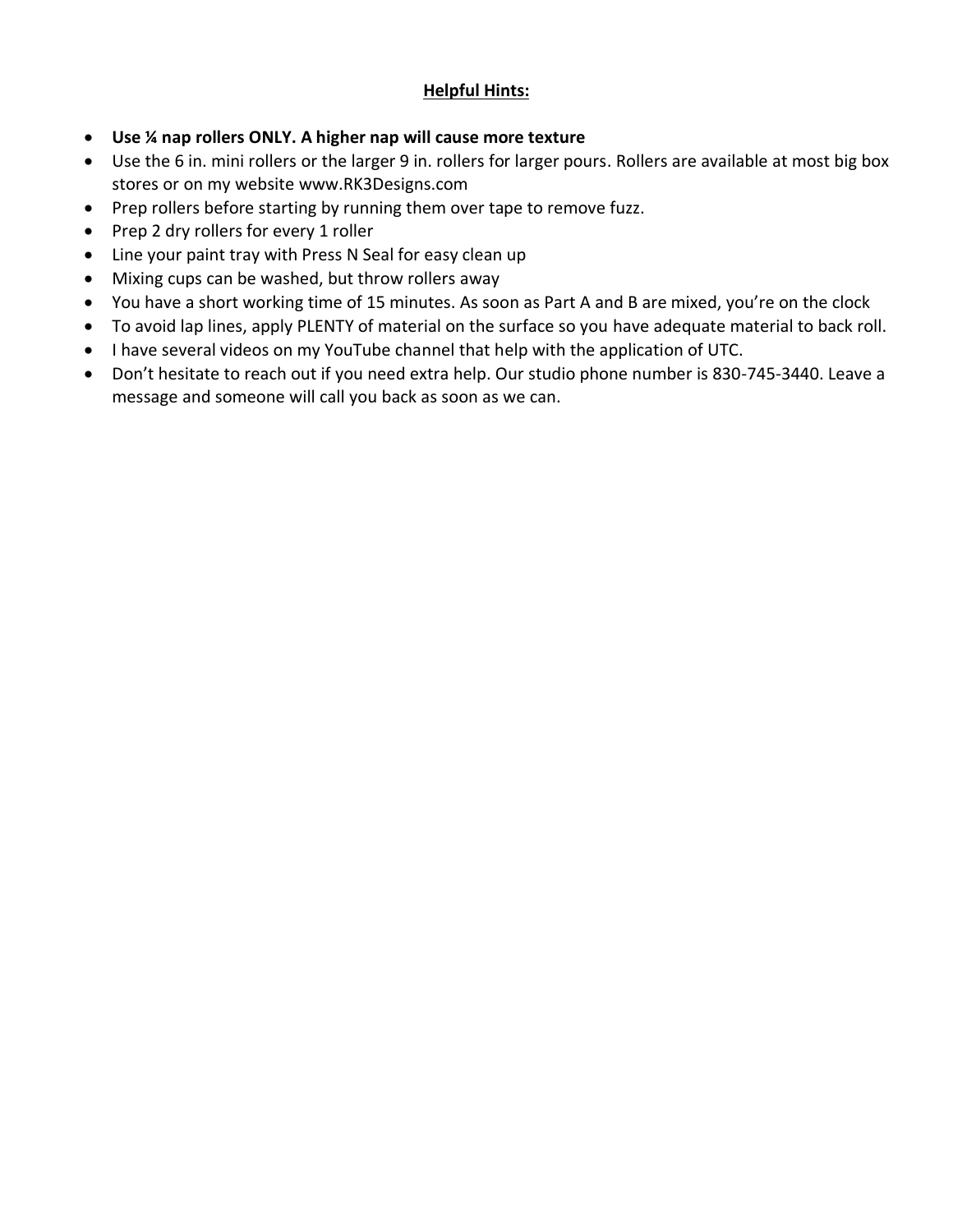**<u>Helpful Hints:</u>**

- **Use ¼ nap rollers ONLY. A higher nap will cause more texture**
- Use the 6 in. mini rollers or the larger 9 in. rollers for larger pours. Rollers are available at most big box stores or on my website www.RK3Designs.com
- Prep rollers before starting by running them over tape to remove fuzz.
- Prep 2 dry rollers for every 1 roller
- Line your paint tray with Press N Seal for easy clean up
- Mixing cups can be washed, but throw rollers away
- You have a short working time of 15 minutes. As soon as Part A and B are mixed, you're on the clock
- To avoid lap lines, apply PLENTY of material on the surface so you have adequate material to back roll.
- I have several videos on my YouTube channel that help with the application of UTC.
- Don't hesitate to reach out if you need extra help. Our studio phone number is 830-745-3440. Leave a message and someone will call you back as soon as we can.